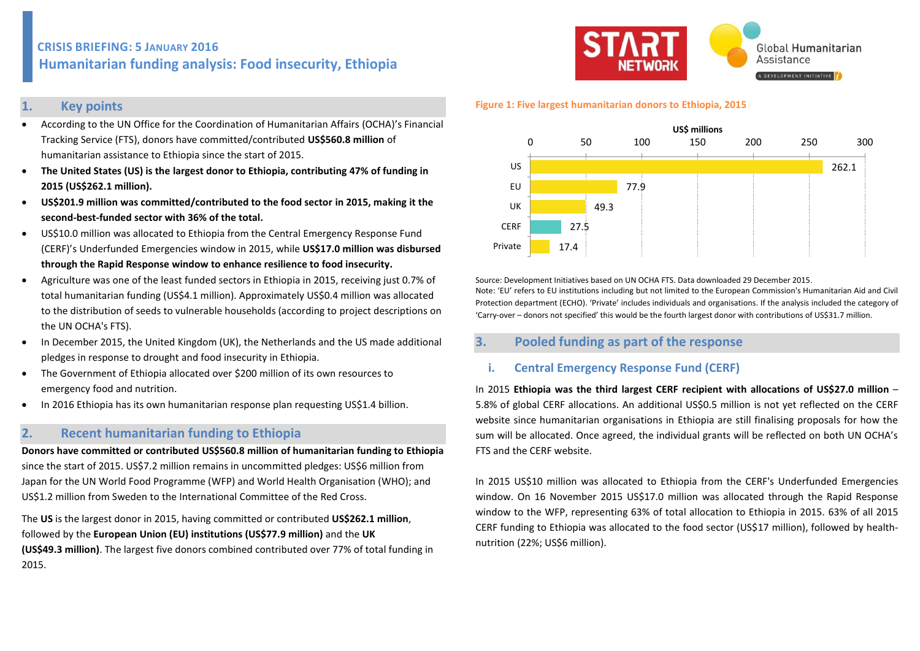**CRISIS BRIEFING: 5 JANUARY 2016**

# Humanitarian funding analysis: Food insecurity, Ethiopia

## 1. Key points

- According to the UN Office for the Coordination of Humanitarian Affairs (OCHA)'s Financial Tracking Service (FTS), donors have committed/contributed **US$560.8 million** of humanitarian assistance to Ethiopia since the start of 2015.
- **The United States (US) is the largest donor to Ethiopia, contributing 47% of funding in 2015 (US$262.1 million).**
- **US$201.9 million was committed/contributed to the food sector in 2015, making it the second-best-funded sector with 36% of the total.**
- US$10.0 million was allocated to Ethiopia from the Central Emergency Response Fund (CERF)'s Underfunded Emergencies window in 2015, while **US$17.0 million was disbursed through the Rapid Response window to enhance resilience to food insecurity.**
- Agriculture was one of the least funded sectors in Ethiopia in 2015, receiving just 0.7% of total humanitarian funding (US$4.1 million). Approximately US$0.4 million was allocated to the distribution of seeds to vulnerable households (according to project descriptions on the UN OCHA's FTS).
- In December 2015, the United Kingdom (UK), the Netherlands and the US made additional pledges in response to drought and food insecurity in Ethiopia.
- The Government of Ethiopia allocated over $200 million of its own resources to emergency food and nutrition.
- In 2016 Ethiopia has its own humanitarian response plan requesting US$1.4 billion.

## 2. Recent humanitarian funding to Ethiopia

**Donors have committed or contributed US$560.8 million of humanitarian funding to Ethiopia** since the start of 2015. US$7.2 million remains in uncommitted pledges: US$6 million from Japan for the UN World Food Programme (WFP) and World Health Organisation (WHO); and US$1.2 million from Sweden to the International Committee of the Red Cross.

The **US** is the largest donor in 2015, having committed or contributed **US$262.1 million**, followed by the **European Union (EU) institutions (US$77.9 million)** and the **UK (US$49.3 million)**. The largest five donors combined contributed over 77% of total funding in 2015.

**Figure 1: Five largest humanitarian donors to Ethiopia, 2015**

| Donor | US$ millions |
|---|---|
| US | 262.1 |
| EU | 77.9 |
| UK | 49.3 |
| CERF | 27.5 |
| Private | 17.4 |

Source: Development Initiatives based on UN OCHA FTS. Data downloaded 29 December 2015.
Note: 'EU' refers to EU institutions including but not limited to the European Commission's Humanitarian Aid and Civil Protection department (ECHO). 'Private' includes individuals and organisations. If the analysis included the category of 'Carry-over – donors not specified' this would be the fourth largest donor with contributions of US$31.7 million.

## 3. Pooled funding as part of the response

### i. Central Emergency Response Fund (CERF)

In 2015 **Ethiopia was the third largest CERF recipient with allocations of US$27.0 million** – 5.8% of global CERF allocations. An additional US$0.5 million is not yet reflected on the CERF website since humanitarian organisations in Ethiopia are still finalising proposals for how the sum will be allocated. Once agreed, the individual grants will be reflected on both UN OCHA's FTS and the CERF website.

In 2015 US$10 million was allocated to Ethiopia from the CERF's Underfunded Emergencies window. On 16 November 2015 US$17.0 million was allocated through the Rapid Response window to the WFP, representing 63% of total allocation to Ethiopia in 2015. 63% of all 2015 CERF funding to Ethiopia was allocated to the food sector (US$17 million), followed by health-nutrition (22%; US$6 million).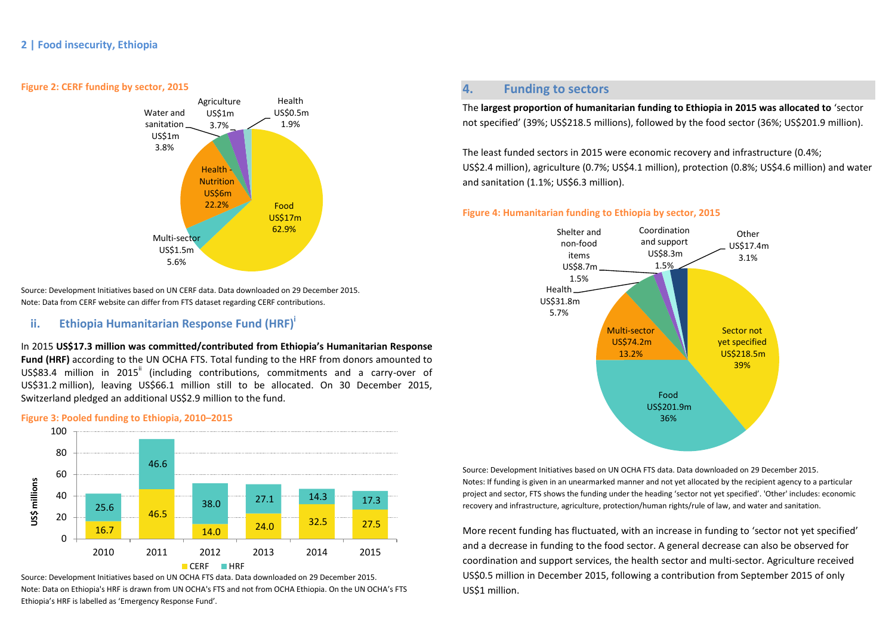**Figure 2: CERF funding by sector, 2015**

Source: Development Initiatives based on UN CERF data. Data downloaded on 29 December 2015.
Note: Data from CERF website can differ from FTS dataset regarding CERF contributions.

### ii. Ethiopia Humanitarian Response Fund (HRF)[i]

In 2015 **US$17.3 million was committed/contributed from Ethiopia's Humanitarian Response Fund (HRF)** according to the UN OCHA FTS. Total funding to the HRF from donors amounted to US$83.4 million in 2015[ii] (including contributions, commitments and a carry-over of US$31.2 million), leaving US$66.1 million still to be allocated. On 30 December 2015, Switzerland pledged an additional US$2.9 million to the fund.

**Figure 3: Pooled funding to Ethiopia, 2010–2015**

Source: Development Initiatives based on UN OCHA FTS data. Data downloaded on 29 December 2015.
Note: Data on Ethiopia's HRF is drawn from UN OCHA's FTS and not from OCHA Ethiopia. On the UN OCHA's FTS Ethiopia's HRF is labelled as 'Emergency Response Fund'.

## 4. Funding to sectors

The **largest proportion of humanitarian funding to Ethiopia in 2015 was allocated to** 'sector not specified' (39%; US$218.5 millions), followed by the food sector (36%; US$201.9 million).

The least funded sectors in 2015 were economic recovery and infrastructure (0.4%; US$2.4 million), agriculture (0.7%; US$4.1 million), protection (0.8%; US$4.6 million) and water and sanitation (1.1%; US$6.3 million).

**Figure 4: Humanitarian funding to Ethiopia by sector, 2015**

Source: Development Initiatives based on UN OCHA FTS data. Data downloaded on 29 December 2015.
Notes: If funding is given in an unearmarked manner and not yet allocated by the recipient agency to a particular project and sector, FTS shows the funding under the heading 'sector not yet specified'. 'Other' includes: economic recovery and infrastructure, agriculture, protection/human rights/rule of law, and water and sanitation.

More recent funding has fluctuated, with an increase in funding to 'sector not yet specified' and a decrease in funding to the food sector. A general decrease can also be observed for coordination and support services, the health sector and multi-sector. Agriculture received US$0.5 million in December 2015, following a contribution from September 2015 of only US$1 million.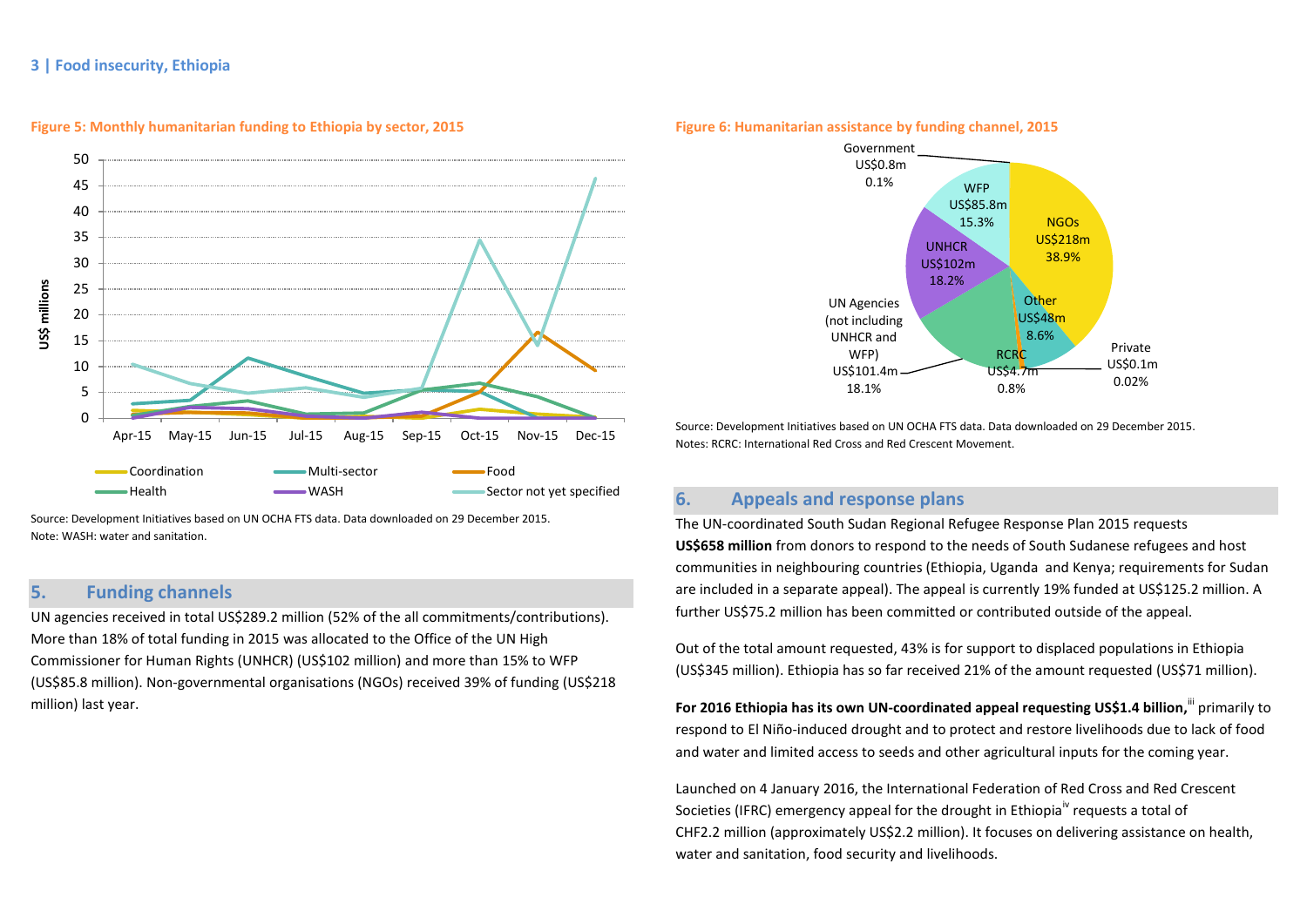**Figure 5: Monthly humanitarian funding to Ethiopia by sector, 2015**

Source: Development Initiatives based on UN OCHA FTS data. Data downloaded on 29 December 2015.
Note: WASH: water and sanitation.

## 5. Funding channels

UN agencies received in total US$289.2 million (52% of the all commitments/contributions). More than 18% of total funding in 2015 was allocated to the Office of the UN High Commissioner for Human Rights (UNHCR) (US$102 million) and more than 15% to WFP (US$85.8 million). Non-governmental organisations (NGOs) received 39% of funding (US$218 million) last year.

**Figure 6: Humanitarian assistance by funding channel, 2015**

Source: Development Initiatives based on UN OCHA FTS data. Data downloaded on 29 December 2015.
Notes: RCRC: International Red Cross and Red Crescent Movement.

## 6. Appeals and response plans

The UN-coordinated South Sudan Regional Refugee Response Plan 2015 requests **US$658 million** from donors to respond to the needs of South Sudanese refugees and host communities in neighbouring countries (Ethiopia, Uganda and Kenya; requirements for Sudan are included in a separate appeal). The appeal is currently 19% funded at US$125.2 million. A further US$75.2 million has been committed or contributed outside of the appeal.

Out of the total amount requested, 43% is for support to displaced populations in Ethiopia (US$345 million). Ethiopia has so far received 21% of the amount requested (US$71 million).

**For 2016 Ethiopia has its own UN-coordinated appeal requesting US$1.4 billion,**[iii] primarily to respond to El Niño-induced drought and to protect and restore livelihoods due to lack of food and water and limited access to seeds and other agricultural inputs for the coming year.

Launched on 4 January 2016, the International Federation of Red Cross and Red Crescent Societies (IFRC) emergency appeal for the drought in Ethiopia[iv] requests a total of CHF2.2 million (approximately US$2.2 million). It focuses on delivering assistance on health, water and sanitation, food security and livelihoods.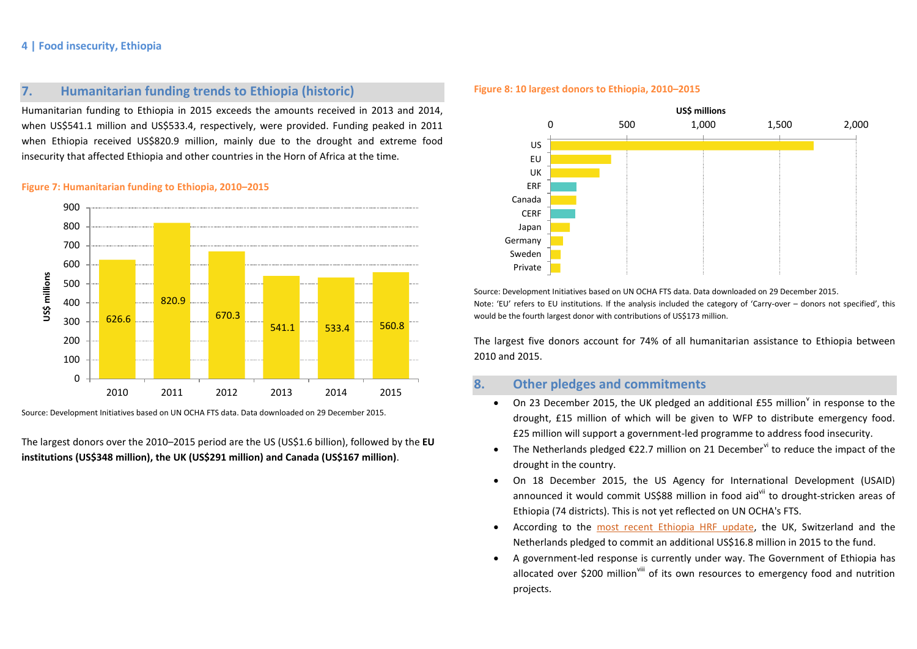## 7. Humanitarian funding trends to Ethiopia (historic)

Humanitarian funding to Ethiopia in 2015 exceeds the amounts received in 2013 and 2014, when US$541.1 million and US$533.4, respectively, were provided. Funding peaked in 2011 when Ethiopia received US$820.9 million, mainly due to the drought and extreme food insecurity that affected Ethiopia and other countries in the Horn of Africa at the time.

**Figure 7: Humanitarian funding to Ethiopia, 2010–2015**

| Year | US$ millions |
|---|---|
| 2010 | 626.6 |
| 2011 | 820.9 |
| 2012 | 670.3 |
| 2013 | 541.1 |
| 2014 | 533.4 |
| 2015 | 560.8 |

Source: Development Initiatives based on UN OCHA FTS data. Data downloaded on 29 December 2015.

The largest donors over the 2010–2015 period are the US (US$1.6 billion), followed by the **EU institutions (US$348 million), the UK (US$291 million) and Canada (US$167 million)**.

**Figure 8: 10 largest donors to Ethiopia, 2010–2015**

US$ millions: US, EU, UK, ERF, Canada, CERF, Japan, Germany, Sweden, Private

Source: Development Initiatives based on UN OCHA FTS data. Data downloaded on 29 December 2015.
Note: 'EU' refers to EU institutions. If the analysis included the category of 'Carry-over – donors not specified', this would be the fourth largest donor with contributions of US$173 million.

The largest five donors account for 74% of all humanitarian assistance to Ethiopia between 2010 and 2015.

## 8. Other pledges and commitments

- On 23 December 2015, the UK pledged an additional £55 million[v] in response to the drought, £15 million of which will be given to WFP to distribute emergency food. £25 million will support a government-led programme to address food insecurity.
- The Netherlands pledged €22.7 million on 21 December[vi] to reduce the impact of the drought in the country.
- On 18 December 2015, the US Agency for International Development (USAID) announced it would commit US$88 million in food aid[vii] to drought-stricken areas of Ethiopia (74 districts). This is not yet reflected on UN OCHA's FTS.
- According to the most recent Ethiopia HRF update, the UK, Switzerland and the Netherlands pledged to commit an additional US$16.8 million in 2015 to the fund.
- A government-led response is currently under way. The Government of Ethiopia has allocated over $200 million[viii] of its own resources to emergency food and nutrition projects.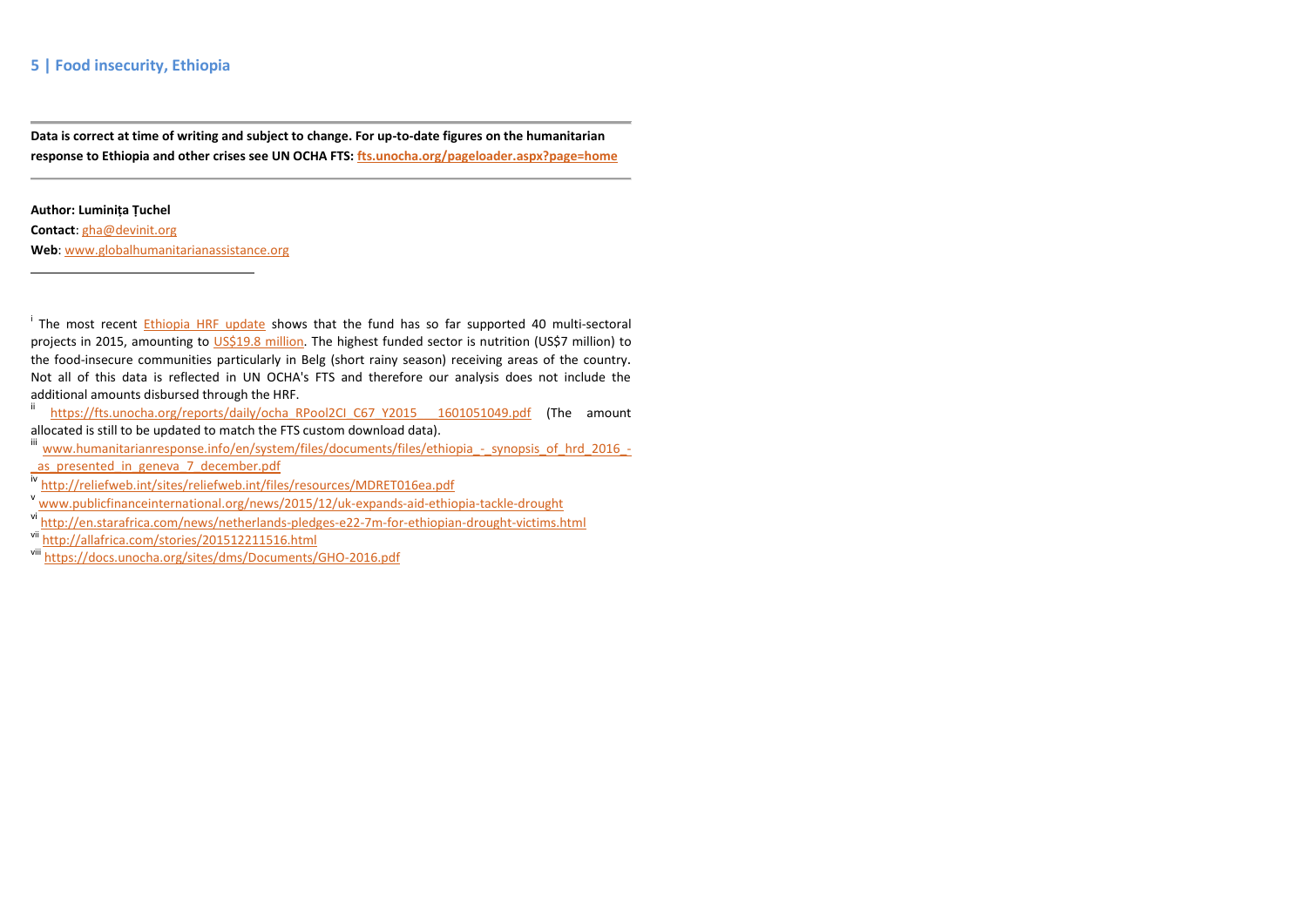Data is correct at time of writing and subject to change. For up-to-date figures on the humanitarian response to Ethiopia and other crises see UN OCHA FTS: fts.unocha.org/pageloader.aspx?page=home

**Author: Luminița Ţuchel**

**Contact**: gha@devinit.org

**Web**: www.globalhumanitarianassistance.org

---

[i] The most recent Ethiopia HRF update shows that the fund has so far supported 40 multi-sectoral projects in 2015, amounting to US$19.8 million. The highest funded sector is nutrition (US$7 million) to the food-insecure communities particularly in Belg (short rainy season) receiving areas of the country. Not all of this data is reflected in UN OCHA's FTS and therefore our analysis does not include the additional amounts disbursed through the HRF.

[ii] https://fts.unocha.org/reports/daily/ocha_RPool2CI_C67_Y2015___1601051049.pdf (The amount allocated is still to be updated to match the FTS custom download data).

[iii] www.humanitarianresponse.info/en/system/files/documents/files/ethiopia_-_synopsis_of_hrd_2016_-_as_presented_in_geneva_7_december.pdf

[iv] http://reliefweb.int/sites/reliefweb.int/files/resources/MDRET016ea.pdf

[v] www.publicfinanceinternational.org/news/2015/12/uk-expands-aid-ethiopia-tackle-drought

[vi] http://en.starafrica.com/news/netherlands-pledges-e22-7m-for-ethiopian-drought-victims.html

[vii] http://allafrica.com/stories/201512211516.html

[viii] https://docs.unocha.org/sites/dms/Documents/GHO-2016.pdf